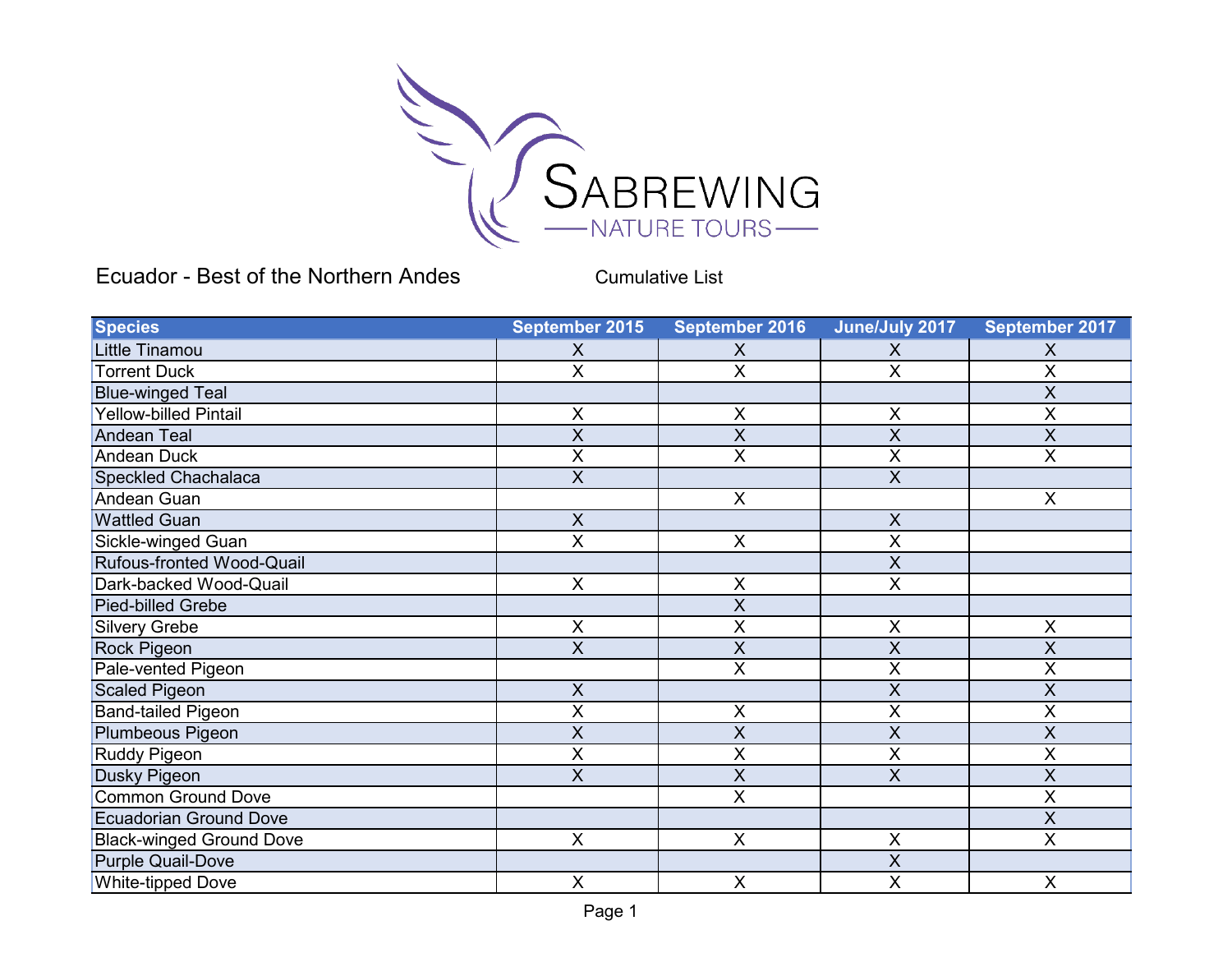SABREWING
NATURE TOURS

# Ecuador - Best of the Northern Andes

Cumulative List

| Species | September 2015 | September 2016 | June/July 2017 | September 2017 |
|---|---|---|---|---|
| Little Tinamou | X | X | X | X |
| Torrent Duck | X | X | X | X |
| Blue-winged Teal | | | | X |
| Yellow-billed Pintail | X | X | X | X |
| Andean Teal | X | X | X | X |
| Andean Duck | X | X | X | X |
| Speckled Chachalaca | X | | X | |
| Andean Guan | | X | | X |
| Wattled Guan | X | | X | |
| Sickle-winged Guan | X | X | X | |
| Rufous-fronted Wood-Quail | | | X | |
| Dark-backed Wood-Quail | X | X | X | |
| Pied-billed Grebe | | X | | |
| Silvery Grebe | X | X | X | X |
| Rock Pigeon | X | X | X | X |
| Pale-vented Pigeon | | X | X | X |
| Scaled Pigeon | X | | X | X |
| Band-tailed Pigeon | X | X | X | X |
| Plumbeous Pigeon | X | X | X | X |
| Ruddy Pigeon | X | X | X | X |
| Dusky Pigeon | X | X | X | X |
| Common Ground Dove | | X | | X |
| Ecuadorian Ground Dove | | | | X |
| Black-winged Ground Dove | X | X | X | X |
| Purple Quail-Dove | | | X | |
| White-tipped Dove | X | X | X | X |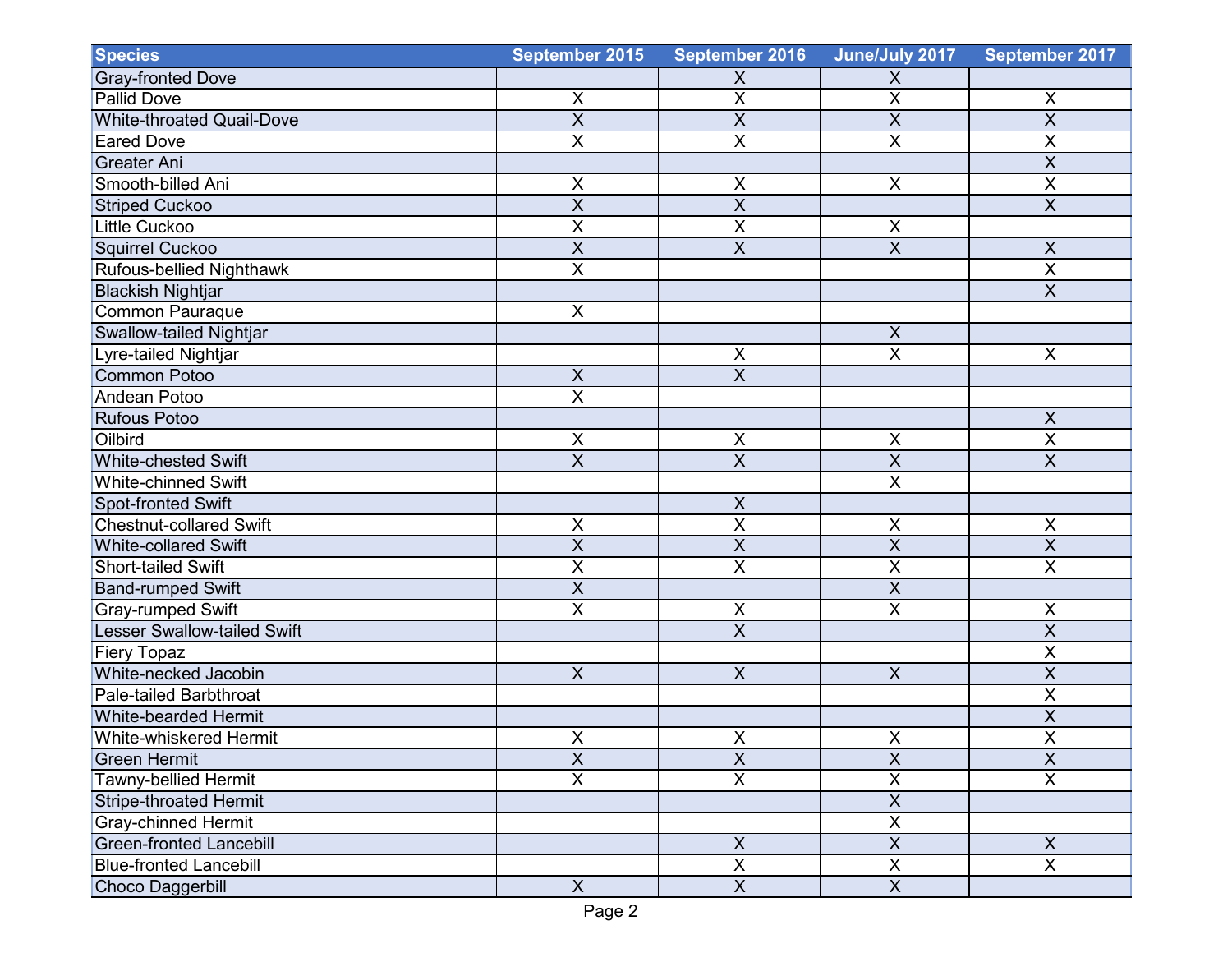| Species | September 2015 | September 2016 | June/July 2017 | September 2017 |
|---|---|---|---|---|
| Gray-fronted Dove | | X | X | |
| Pallid Dove | X | X | X | X |
| White-throated Quail-Dove | X | X | X | X |
| Eared Dove | X | X | X | X |
| Greater Ani | | | | X |
| Smooth-billed Ani | X | X | X | X |
| Striped Cuckoo | X | X | | X |
| Little Cuckoo | X | X | X | |
| Squirrel Cuckoo | X | X | X | X |
| Rufous-bellied Nighthawk | X | | | X |
| Blackish Nightjar | | | | X |
| Common Pauraque | X | | | |
| Swallow-tailed Nightjar | | | X | |
| Lyre-tailed Nightjar | | X | X | X |
| Common Potoo | X | X | | |
| Andean Potoo | X | | | |
| Rufous Potoo | | | | X |
| Oilbird | X | X | X | X |
| White-chested Swift | X | X | X | X |
| White-chinned Swift | | | X | |
| Spot-fronted Swift | | X | | |
| Chestnut-collared Swift | X | X | X | X |
| White-collared Swift | X | X | X | X |
| Short-tailed Swift | X | X | X | X |
| Band-rumped Swift | X | | X | |
| Gray-rumped Swift | X | X | X | X |
| Lesser Swallow-tailed Swift | | X | | X |
| Fiery Topaz | | | | X |
| White-necked Jacobin | X | X | X | X |
| Pale-tailed Barbthroat | | | | X |
| White-bearded Hermit | | | | X |
| White-whiskered Hermit | X | X | X | X |
| Green Hermit | X | X | X | X |
| Tawny-bellied Hermit | X | X | X | X |
| Stripe-throated Hermit | | | X | |
| Gray-chinned Hermit | | | X | |
| Green-fronted Lancebill | | X | X | X |
| Blue-fronted Lancebill | | X | X | X |
| Choco Daggerbill | X | X | X | |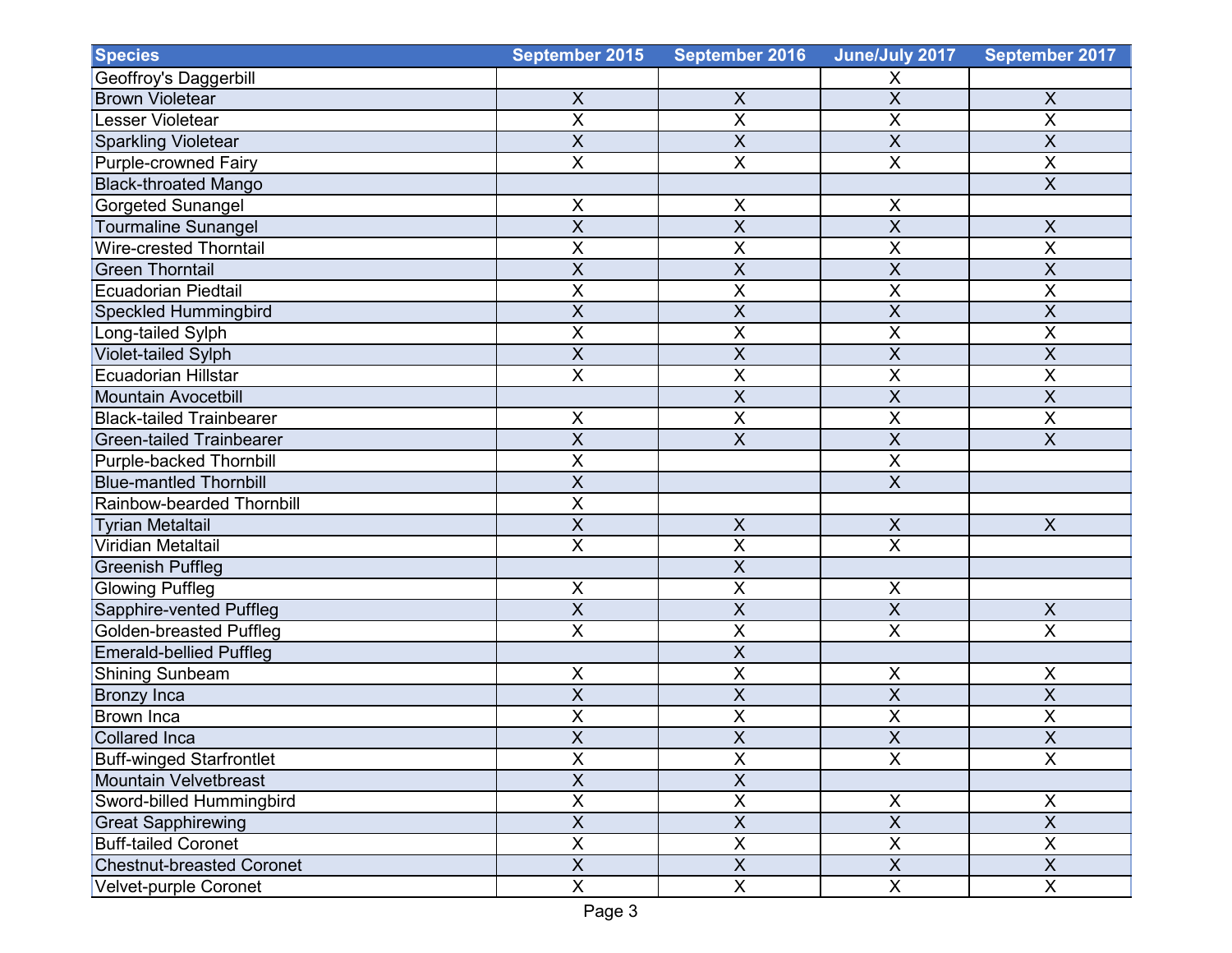| Species | September 2015 | September 2016 | June/July 2017 | September 2017 |
|---|---|---|---|---|
| Geoffroy's Daggerbill | | | X | |
| Brown Violetear | X | X | X | X |
| Lesser Violetear | X | X | X | X |
| Sparkling Violetear | X | X | X | X |
| Purple-crowned Fairy | X | X | X | X |
| Black-throated Mango | | | | X |
| Gorgeted Sunangel | X | X | X | |
| Tourmaline Sunangel | X | X | X | X |
| Wire-crested Thorntail | X | X | X | X |
| Green Thorntail | X | X | X | X |
| Ecuadorian Piedtail | X | X | X | X |
| Speckled Hummingbird | X | X | X | X |
| Long-tailed Sylph | X | X | X | X |
| Violet-tailed Sylph | X | X | X | X |
| Ecuadorian Hillstar | X | X | X | X |
| Mountain Avocetbill | | X | X | X |
| Black-tailed Trainbearer | X | X | X | X |
| Green-tailed Trainbearer | X | X | X | X |
| Purple-backed Thornbill | X | | X | |
| Blue-mantled Thornbill | X | | X | |
| Rainbow-bearded Thornbill | X | | | |
| Tyrian Metaltail | X | X | X | X |
| Viridian Metaltail | X | X | X | |
| Greenish Puffleg | | X | | |
| Glowing Puffleg | X | X | X | |
| Sapphire-vented Puffleg | X | X | X | X |
| Golden-breasted Puffleg | X | X | X | X |
| Emerald-bellied Puffleg | | X | | |
| Shining Sunbeam | X | X | X | X |
| Bronzy Inca | X | X | X | X |
| Brown Inca | X | X | X | X |
| Collared Inca | X | X | X | X |
| Buff-winged Starfrontlet | X | X | X | X |
| Mountain Velvetbreast | X | X | | |
| Sword-billed Hummingbird | X | X | X | X |
| Great Sapphirewing | X | X | X | X |
| Buff-tailed Coronet | X | X | X | X |
| Chestnut-breasted Coronet | X | X | X | X |
| Velvet-purple Coronet | X | X | X | X |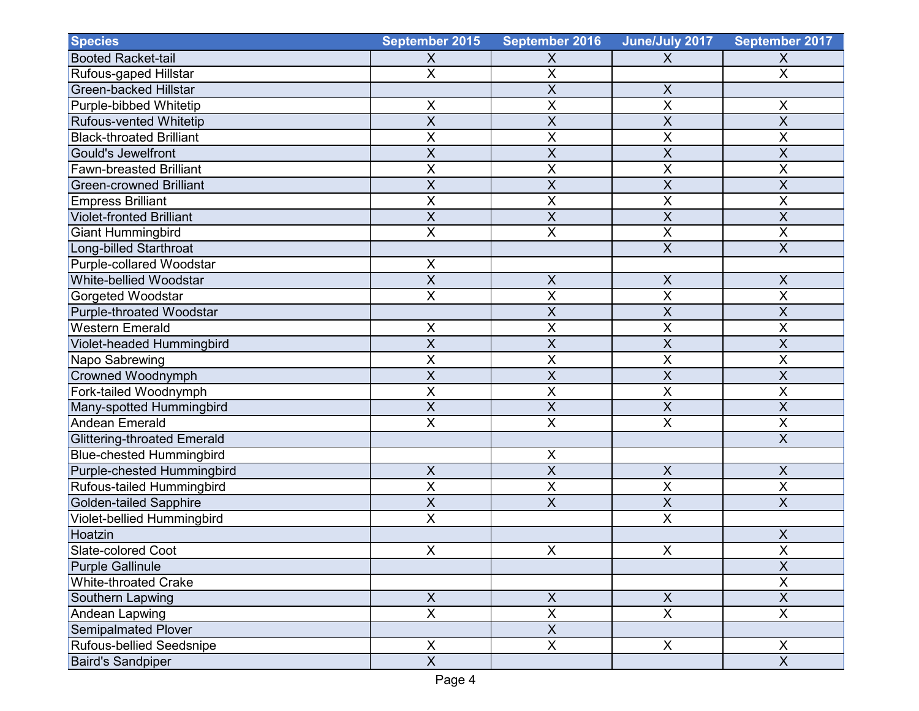| Species | September 2015 | September 2016 | June/July 2017 | September 2017 |
|---|---|---|---|---|
| Booted Racket-tail | X | X | X | X |
| Rufous-gaped Hillstar | X | X | | X |
| Green-backed Hillstar | | X | X | |
| Purple-bibbed Whitetip | X | X | X | X |
| Rufous-vented Whitetip | X | X | X | X |
| Black-throated Brilliant | X | X | X | X |
| Gould's Jewelfront | X | X | X | X |
| Fawn-breasted Brilliant | X | X | X | X |
| Green-crowned Brilliant | X | X | X | X |
| Empress Brilliant | X | X | X | X |
| Violet-fronted Brilliant | X | X | X | X |
| Giant Hummingbird | X | X | X | X |
| Long-billed Starthroat | | | X | X |
| Purple-collared Woodstar | X | | | |
| White-bellied Woodstar | X | X | X | X |
| Gorgeted Woodstar | X | X | X | X |
| Purple-throated Woodstar | | X | X | X |
| Western Emerald | X | X | X | X |
| Violet-headed Hummingbird | X | X | X | X |
| Napo Sabrewing | X | X | X | X |
| Crowned Woodnymph | X | X | X | X |
| Fork-tailed Woodnymph | X | X | X | X |
| Many-spotted Hummingbird | X | X | X | X |
| Andean Emerald | X | X | X | X |
| Glittering-throated Emerald | | | | X |
| Blue-chested Hummingbird | | X | | |
| Purple-chested Hummingbird | X | X | X | X |
| Rufous-tailed Hummingbird | X | X | X | X |
| Golden-tailed Sapphire | X | X | X | X |
| Violet-bellied Hummingbird | X | | X | |
| Hoatzin | | | | X |
| Slate-colored Coot | X | X | X | X |
| Purple Gallinule | | | | X |
| White-throated Crake | | | | X |
| Southern Lapwing | X | X | X | X |
| Andean Lapwing | X | X | X | X |
| Semipalmated Plover | | X | | |
| Rufous-bellied Seedsnipe | X | X | X | X |
| Baird's Sandpiper | X | | | X |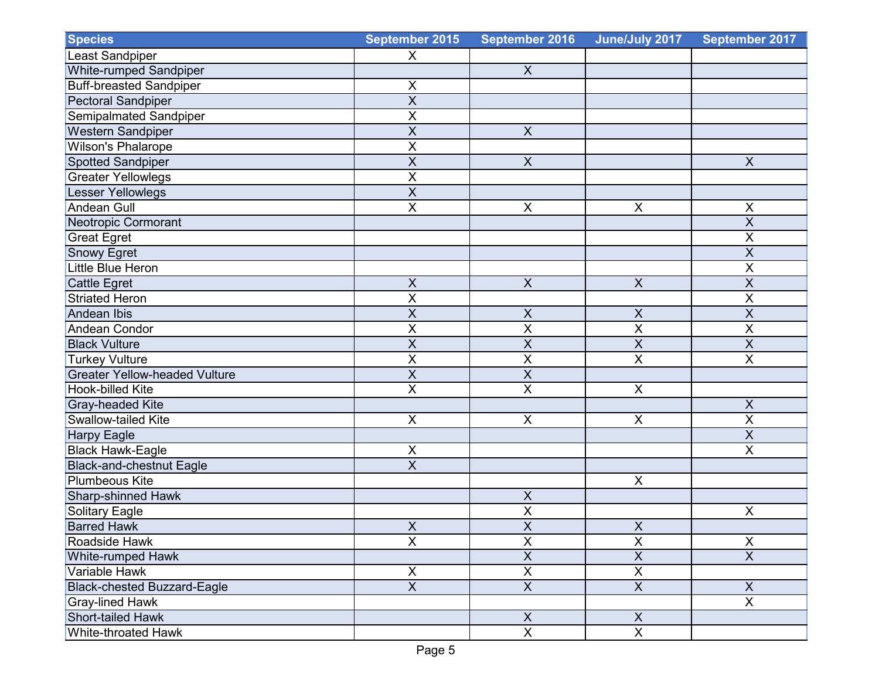| Species | September 2015 | September 2016 | June/July 2017 | September 2017 |
| --- | --- | --- | --- | --- |
| Least Sandpiper | X | | | |
| White-rumped Sandpiper | | X | | |
| Buff-breasted Sandpiper | X | | | |
| Pectoral Sandpiper | X | | | |
| Semipalmated Sandpiper | X | | | |
| Western Sandpiper | X | X | | |
| Wilson's Phalarope | X | | | |
| Spotted Sandpiper | X | X | | X |
| Greater Yellowlegs | X | | | |
| Lesser Yellowlegs | X | | | |
| Andean Gull | X | X | X | X |
| Neotropic Cormorant | | | | X |
| Great Egret | | | | X |
| Snowy Egret | | | | X |
| Little Blue Heron | | | | X |
| Cattle Egret | X | X | X | X |
| Striated Heron | X | | | X |
| Andean Ibis | X | X | X | X |
| Andean Condor | X | X | X | X |
| Black Vulture | X | X | X | X |
| Turkey Vulture | X | X | X | X |
| Greater Yellow-headed Vulture | X | X | | |
| Hook-billed Kite | X | X | X | |
| Gray-headed Kite | | | | X |
| Swallow-tailed Kite | X | X | X | X |
| Harpy Eagle | | | | X |
| Black Hawk-Eagle | X | | | X |
| Black-and-chestnut Eagle | X | | | |
| Plumbeous Kite | | | X | |
| Sharp-shinned Hawk | | X | | |
| Solitary Eagle | | X | | X |
| Barred Hawk | X | X | X | |
| Roadside Hawk | X | X | X | X |
| White-rumped Hawk | | X | X | X |
| Variable Hawk | X | X | X | |
| Black-chested Buzzard-Eagle | X | X | X | X |
| Gray-lined Hawk | | | | X |
| Short-tailed Hawk | | X | X | |
| White-throated Hawk | | X | X | |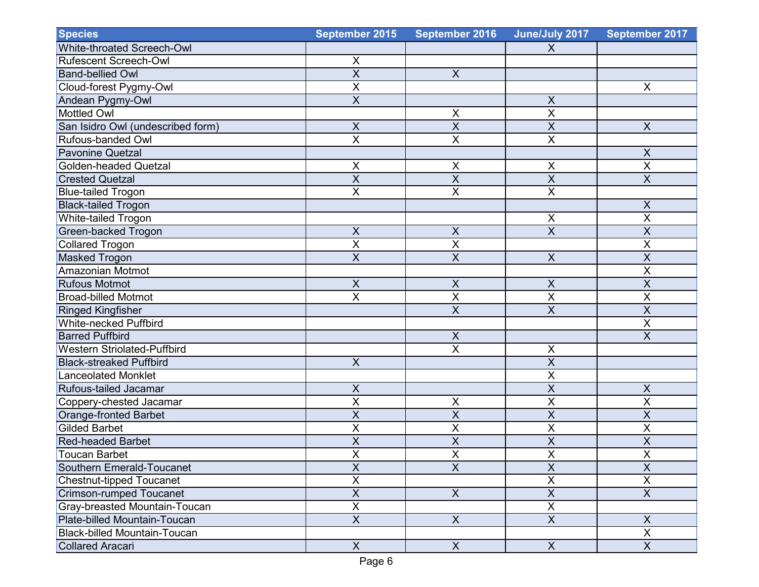| Species | September 2015 | September 2016 | June/July 2017 | September 2017 |
|---|---|---|---|---|
| White-throated Screech-Owl | | | X | |
| Rufescent Screech-Owl | X | | | |
| Band-bellied Owl | X | X | | |
| Cloud-forest Pygmy-Owl | X | | | X |
| Andean Pygmy-Owl | X | | X | |
| Mottled Owl | | X | X | |
| San Isidro Owl (undescribed form) | X | X | X | X |
| Rufous-banded Owl | X | X | X | |
| Pavonine Quetzal | | | | X |
| Golden-headed Quetzal | X | X | X | X |
| Crested Quetzal | X | X | X | X |
| Blue-tailed Trogon | X | X | X | |
| Black-tailed Trogon | | | | X |
| White-tailed Trogon | | | X | X |
| Green-backed Trogon | X | X | X | X |
| Collared Trogon | X | X | | X |
| Masked Trogon | X | X | X | X |
| Amazonian Motmot | | | | X |
| Rufous Motmot | X | X | X | X |
| Broad-billed Motmot | X | X | X | X |
| Ringed Kingfisher | | X | X | X |
| White-necked Puffbird | | | | X |
| Barred Puffbird | | X | | X |
| Western Striolated-Puffbird | | X | X | |
| Black-streaked Puffbird | X | | X | |
| Lanceolated Monklet | | | X | |
| Rufous-tailed Jacamar | X | | X | X |
| Coppery-chested Jacamar | X | X | X | X |
| Orange-fronted Barbet | X | X | X | X |
| Gilded Barbet | X | X | X | X |
| Red-headed Barbet | X | X | X | X |
| Toucan Barbet | X | X | X | X |
| Southern Emerald-Toucanet | X | X | X | X |
| Chestnut-tipped Toucanet | X | | X | X |
| Crimson-rumped Toucanet | X | X | X | X |
| Gray-breasted Mountain-Toucan | X | | X | |
| Plate-billed Mountain-Toucan | X | X | X | X |
| Black-billed Mountain-Toucan | | | | X |
| Collared Aracari | X | X | X | X |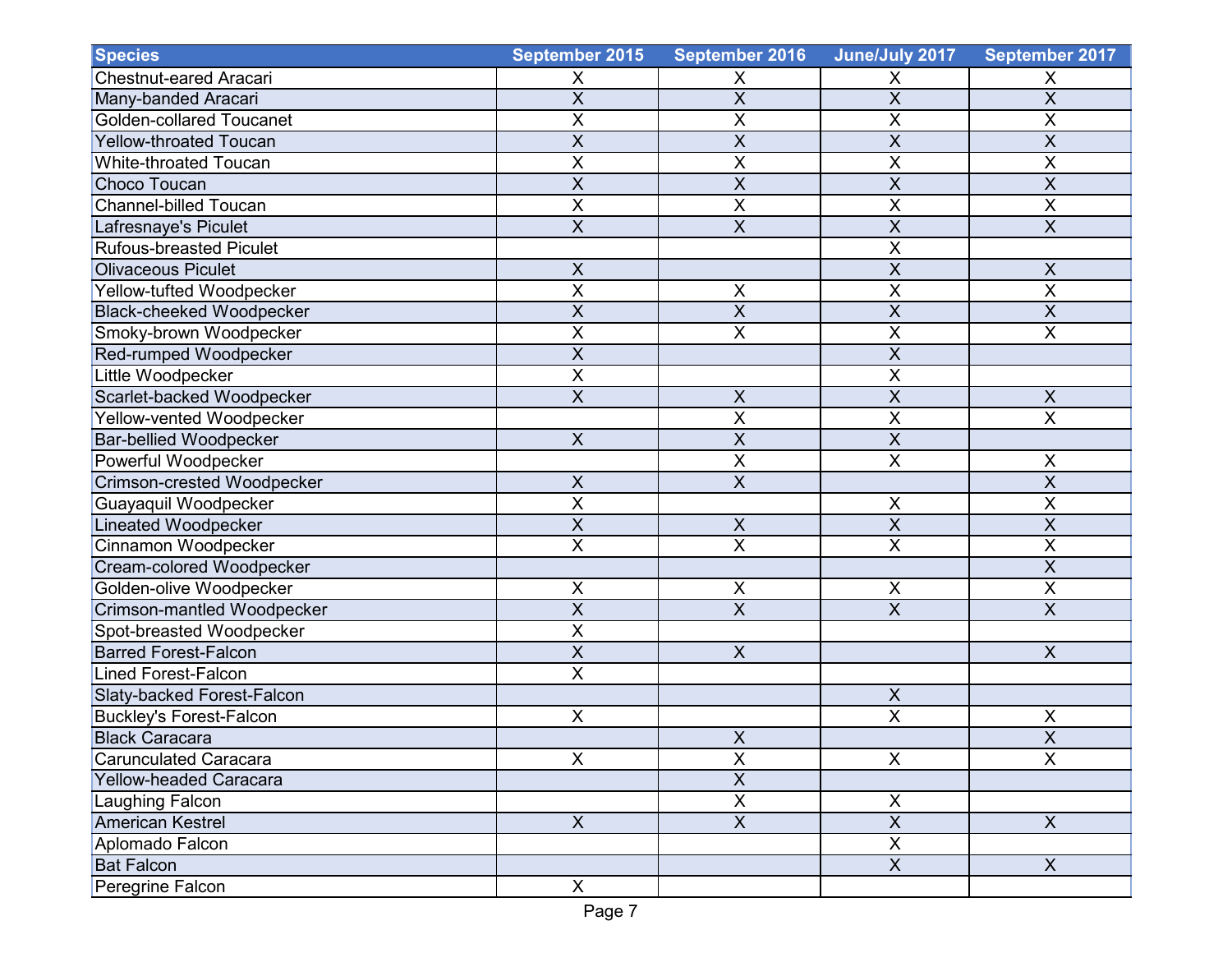| Species | September 2015 | September 2016 | June/July 2017 | September 2017 |
|---|---|---|---|---|
| Chestnut-eared Aracari | X | X | X | X |
| Many-banded Aracari | X | X | X | X |
| Golden-collared Toucanet | X | X | X | X |
| Yellow-throated Toucan | X | X | X | X |
| White-throated Toucan | X | X | X | X |
| Choco Toucan | X | X | X | X |
| Channel-billed Toucan | X | X | X | X |
| Lafresnaye's Piculet | X | X | X | X |
| Rufous-breasted Piculet | | | X | |
| Olivaceous Piculet | X | | X | X |
| Yellow-tufted Woodpecker | X | X | X | X |
| Black-cheeked Woodpecker | X | X | X | X |
| Smoky-brown Woodpecker | X | X | X | X |
| Red-rumped Woodpecker | X | | X | |
| Little Woodpecker | X | | X | |
| Scarlet-backed Woodpecker | X | X | X | X |
| Yellow-vented Woodpecker | | X | X | X |
| Bar-bellied Woodpecker | X | X | X | |
| Powerful Woodpecker | | X | X | X |
| Crimson-crested Woodpecker | X | X | | X |
| Guayaquil Woodpecker | X | | X | X |
| Lineated Woodpecker | X | X | X | X |
| Cinnamon Woodpecker | X | X | X | X |
| Cream-colored Woodpecker | | | | X |
| Golden-olive Woodpecker | X | X | X | X |
| Crimson-mantled Woodpecker | X | X | X | X |
| Spot-breasted Woodpecker | X | | | |
| Barred Forest-Falcon | X | X | | X |
| Lined Forest-Falcon | X | | | |
| Slaty-backed Forest-Falcon | | | X | |
| Buckley's Forest-Falcon | X | | X | X |
| Black Caracara | | X | | X |
| Carunculated Caracara | X | X | X | X |
| Yellow-headed Caracara | | X | | |
| Laughing Falcon | | X | X | |
| American Kestrel | X | X | X | X |
| Aplomado Falcon | | | X | |
| Bat Falcon | | | X | X |
| Peregrine Falcon | X | | | |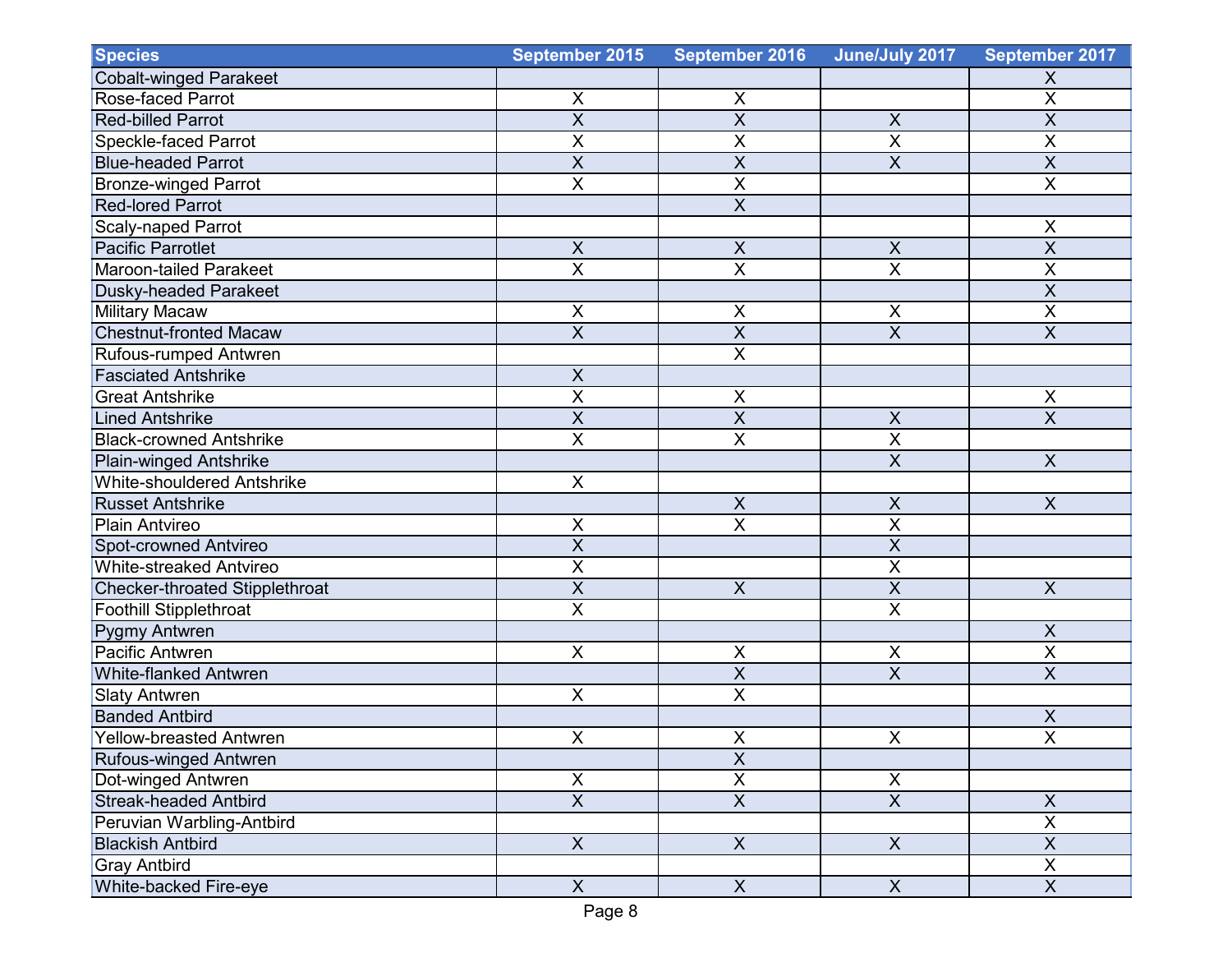| Species | September 2015 | September 2016 | June/July 2017 | September 2017 |
|---|---|---|---|---|
| Cobalt-winged Parakeet | | | | X |
| Rose-faced Parrot | X | X | | X |
| Red-billed Parrot | X | X | X | X |
| Speckle-faced Parrot | X | X | X | X |
| Blue-headed Parrot | X | X | X | X |
| Bronze-winged Parrot | X | X | | X |
| Red-lored Parrot | | X | | |
| Scaly-naped Parrot | | | | X |
| Pacific Parrotlet | X | X | X | X |
| Maroon-tailed Parakeet | X | X | X | X |
| Dusky-headed Parakeet | | | | X |
| Military Macaw | X | X | X | X |
| Chestnut-fronted Macaw | X | X | X | X |
| Rufous-rumped Antwren | | X | | |
| Fasciated Antshrike | X | | | |
| Great Antshrike | X | X | | X |
| Lined Antshrike | X | X | X | X |
| Black-crowned Antshrike | X | X | X | |
| Plain-winged Antshrike | | | X | X |
| White-shouldered Antshrike | X | | | |
| Russet Antshrike | | X | X | X |
| Plain Antvireo | X | X | X | |
| Spot-crowned Antvireo | X | | X | |
| White-streaked Antvireo | X | | X | |
| Checker-throated Stipplethroat | X | X | X | X |
| Foothill Stipplethroat | X | | X | |
| Pygmy Antwren | | | | X |
| Pacific Antwren | X | X | X | X |
| White-flanked Antwren | | X | X | X |
| Slaty Antwren | X | X | | |
| Banded Antbird | | | | X |
| Yellow-breasted Antwren | X | X | X | X |
| Rufous-winged Antwren | | X | | |
| Dot-winged Antwren | X | X | X | |
| Streak-headed Antbird | X | X | X | X |
| Peruvian Warbling-Antbird | | | | X |
| Blackish Antbird | X | X | X | X |
| Gray Antbird | | | | X |
| White-backed Fire-eye | X | X | X | X |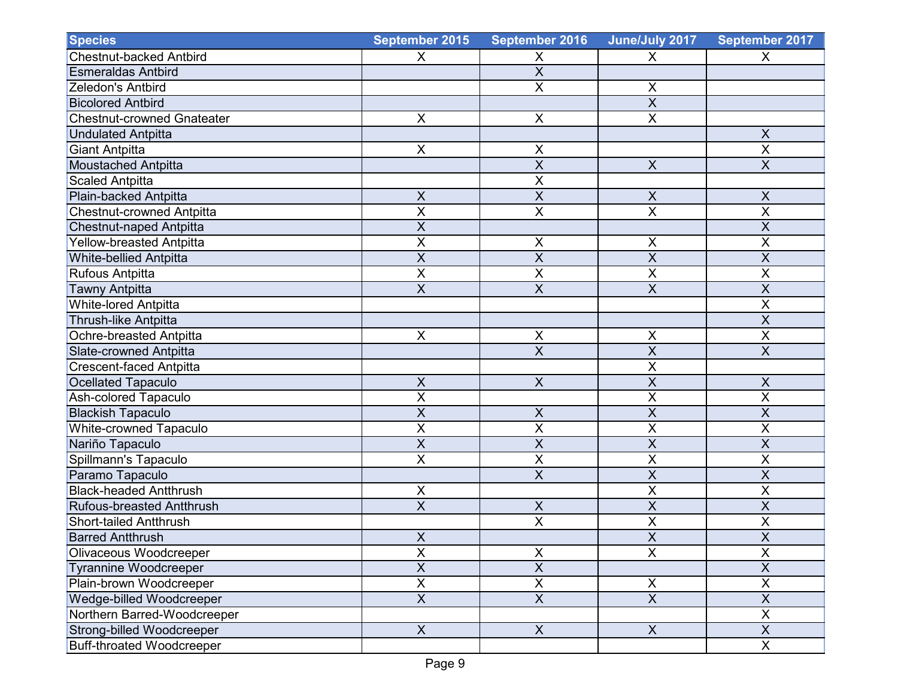| Species | September 2015 | September 2016 | June/July 2017 | September 2017 |
| --- | --- | --- | --- | --- |
| Chestnut-backed Antbird | X | X | X | X |
| Esmeraldas Antbird | | X | | |
| Zeledon's Antbird | | X | X | |
| Bicolored Antbird | | | X | |
| Chestnut-crowned Gnateater | X | X | X | |
| Undulated Antpitta | | | | X |
| Giant Antpitta | X | X | | X |
| Moustached Antpitta | | X | X | X |
| Scaled Antpitta | | X | | |
| Plain-backed Antpitta | X | X | X | X |
| Chestnut-crowned Antpitta | X | X | X | X |
| Chestnut-naped Antpitta | X | | | X |
| Yellow-breasted Antpitta | X | X | X | X |
| White-bellied Antpitta | X | X | X | X |
| Rufous Antpitta | X | X | X | X |
| Tawny Antpitta | X | X | X | X |
| White-lored Antpitta | | | | X |
| Thrush-like Antpitta | | | | X |
| Ochre-breasted Antpitta | X | X | X | X |
| Slate-crowned Antpitta | | X | X | X |
| Crescent-faced Antpitta | | | X | |
| Ocellated Tapaculo | X | X | X | X |
| Ash-colored Tapaculo | X | | X | X |
| Blackish Tapaculo | X | X | X | X |
| White-crowned Tapaculo | X | X | X | X |
| Nariño Tapaculo | X | X | X | X |
| Spillmann's Tapaculo | X | X | X | X |
| Paramo Tapaculo | | X | X | X |
| Black-headed Antthrush | X | | X | X |
| Rufous-breasted Antthrush | X | X | X | X |
| Short-tailed Antthrush | | X | X | X |
| Barred Antthrush | X | | X | X |
| Olivaceous Woodcreeper | X | X | X | X |
| Tyrannine Woodcreeper | X | X | | X |
| Plain-brown Woodcreeper | X | X | X | X |
| Wedge-billed Woodcreeper | X | X | X | X |
| Northern Barred-Woodcreeper | | | | X |
| Strong-billed Woodcreeper | X | X | X | X |
| Buff-throated Woodcreeper | | | | X |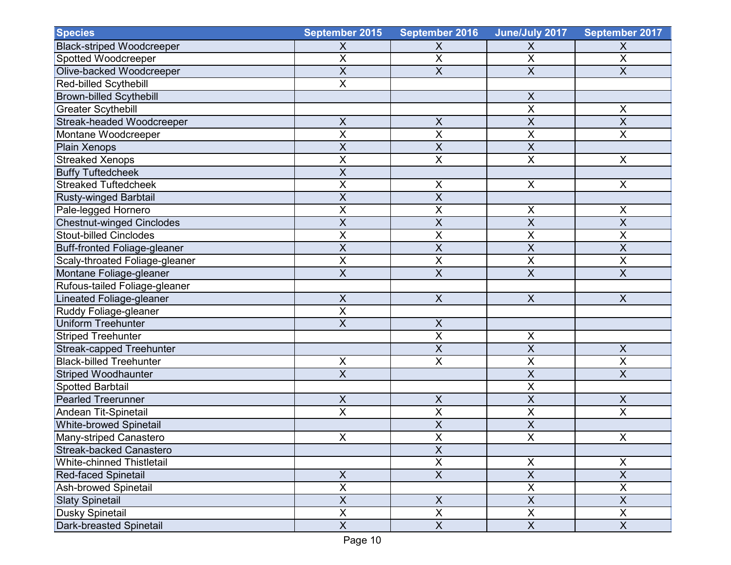| Species | September 2015 | September 2016 | June/July 2017 | September 2017 |
|---|---|---|---|---|
| Black-striped Woodcreeper | X | X | X | X |
| Spotted Woodcreeper | X | X | X | X |
| Olive-backed Woodcreeper | X | X | X | X |
| Red-billed Scythebill | X | | | |
| Brown-billed Scythebill | | | X | |
| Greater Scythebill | | | X | X |
| Streak-headed Woodcreeper | X | X | X | X |
| Montane Woodcreeper | X | X | X | X |
| Plain Xenops | X | X | X | |
| Streaked Xenops | X | X | X | X |
| Buffy Tuftedcheek | X | | | |
| Streaked Tuftedcheek | X | X | X | X |
| Rusty-winged Barbtail | X | X | | |
| Pale-legged Hornero | X | X | X | X |
| Chestnut-winged Cinclodes | X | X | X | X |
| Stout-billed Cinclodes | X | X | X | X |
| Buff-fronted Foliage-gleaner | X | X | X | X |
| Scaly-throated Foliage-gleaner | X | X | X | X |
| Montane Foliage-gleaner | X | X | X | X |
| Rufous-tailed Foliage-gleaner | | | | |
| Lineated Foliage-gleaner | X | X | X | X |
| Ruddy Foliage-gleaner | X | | | |
| Uniform Treehunter | X | X | | |
| Striped Treehunter | | X | X | |
| Streak-capped Treehunter | | X | X | X |
| Black-billed Treehunter | X | X | X | X |
| Striped Woodhaunter | X | | X | X |
| Spotted Barbtail | | | X | |
| Pearled Treerunner | X | X | X | X |
| Andean Tit-Spinetail | X | X | X | X |
| White-browed Spinetail | | X | X | |
| Many-striped Canastero | X | X | X | X |
| Streak-backed Canastero | | X | | |
| White-chinned Thistletail | | X | X | X |
| Red-faced Spinetail | X | X | X | X |
| Ash-browed Spinetail | X | | X | X |
| Slaty Spinetail | X | X | X | X |
| Dusky Spinetail | X | X | X | X |
| Dark-breasted Spinetail | X | X | X | X |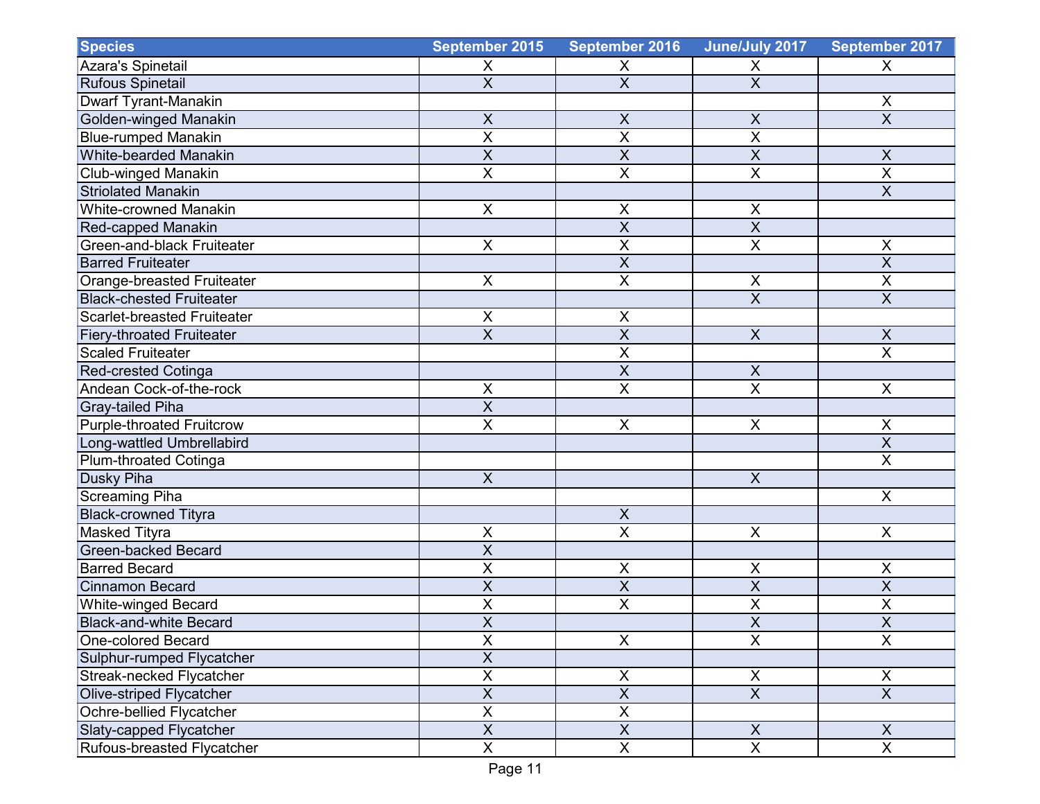| Species | September 2015 | September 2016 | June/July 2017 | September 2017 |
|---|---|---|---|---|
| Azara's Spinetail | X | X | X | X |
| Rufous Spinetail | X | X | X | |
| Dwarf Tyrant-Manakin | | | | X |
| Golden-winged Manakin | X | X | X | X |
| Blue-rumped Manakin | X | X | X | |
| White-bearded Manakin | X | X | X | X |
| Club-winged Manakin | X | X | X | X |
| Striolated Manakin | | | | X |
| White-crowned Manakin | X | X | X | |
| Red-capped Manakin | | X | X | |
| Green-and-black Fruiteater | X | X | X | X |
| Barred Fruiteater | | X | | X |
| Orange-breasted Fruiteater | X | X | X | X |
| Black-chested Fruiteater | | | X | X |
| Scarlet-breasted Fruiteater | X | X | | |
| Fiery-throated Fruiteater | X | X | X | X |
| Scaled Fruiteater | | X | | X |
| Red-crested Cotinga | | X | X | |
| Andean Cock-of-the-rock | X | X | X | X |
| Gray-tailed Piha | X | | | |
| Purple-throated Fruitcrow | X | X | X | X |
| Long-wattled Umbrellabird | | | | X |
| Plum-throated Cotinga | | | | X |
| Dusky Piha | X | | X | |
| Screaming Piha | | | | X |
| Black-crowned Tityra | | X | | |
| Masked Tityra | X | X | X | X |
| Green-backed Becard | X | | | |
| Barred Becard | X | X | X | X |
| Cinnamon Becard | X | X | X | X |
| White-winged Becard | X | X | X | X |
| Black-and-white Becard | X | | X | X |
| One-colored Becard | X | X | X | X |
| Sulphur-rumped Flycatcher | X | | | |
| Streak-necked Flycatcher | X | X | X | X |
| Olive-striped Flycatcher | X | X | X | X |
| Ochre-bellied Flycatcher | X | X | | |
| Slaty-capped Flycatcher | X | X | X | X |
| Rufous-breasted Flycatcher | X | X | X | X |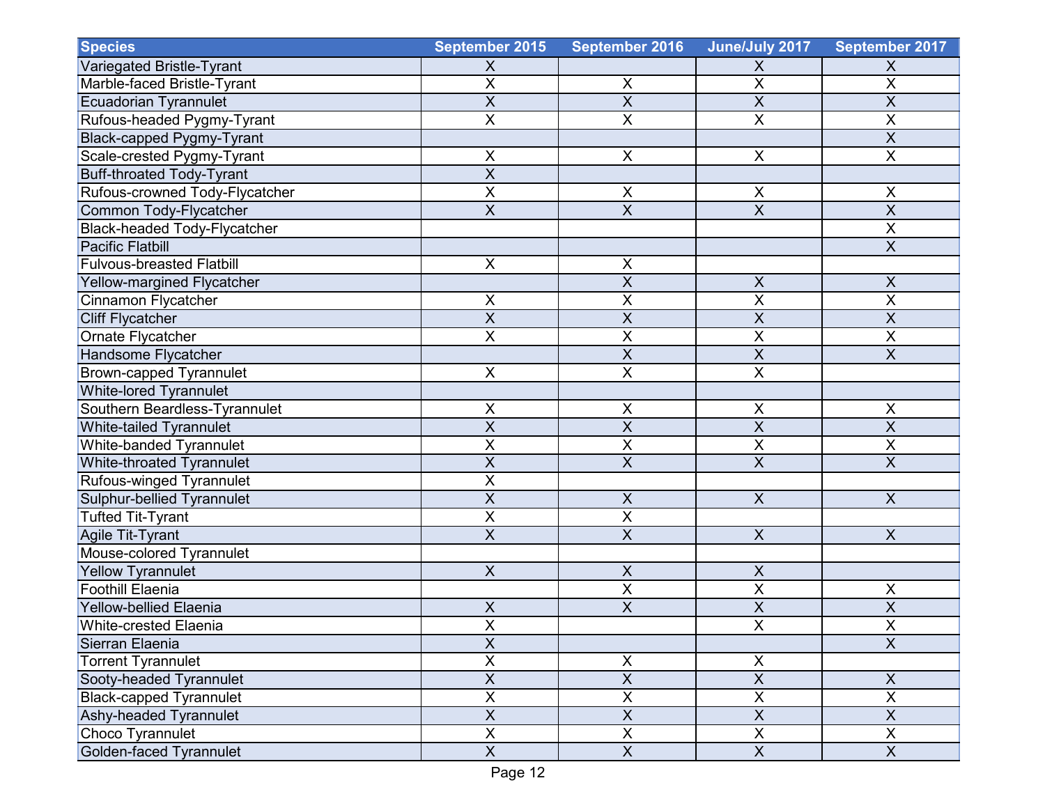| Species | September 2015 | September 2016 | June/July 2017 | September 2017 |
| --- | --- | --- | --- | --- |
| Variegated Bristle-Tyrant | X | | X | X |
| Marble-faced Bristle-Tyrant | X | X | X | X |
| Ecuadorian Tyrannulet | X | X | X | X |
| Rufous-headed Pygmy-Tyrant | X | X | X | X |
| Black-capped Pygmy-Tyrant | | | | X |
| Scale-crested Pygmy-Tyrant | X | X | X | X |
| Buff-throated Tody-Tyrant | X | | | |
| Rufous-crowned Tody-Flycatcher | X | X | X | X |
| Common Tody-Flycatcher | X | X | X | X |
| Black-headed Tody-Flycatcher | | | | X |
| Pacific Flatbill | | | | X |
| Fulvous-breasted Flatbill | X | X | | |
| Yellow-margined Flycatcher | | X | X | X |
| Cinnamon Flycatcher | X | X | X | X |
| Cliff Flycatcher | X | X | X | X |
| Ornate Flycatcher | X | X | X | X |
| Handsome Flycatcher | | X | X | X |
| Brown-capped Tyrannulet | X | X | X | |
| White-lored Tyrannulet | | | | |
| Southern Beardless-Tyrannulet | X | X | X | X |
| White-tailed Tyrannulet | X | X | X | X |
| White-banded Tyrannulet | X | X | X | X |
| White-throated Tyrannulet | X | X | X | X |
| Rufous-winged Tyrannulet | X | | | |
| Sulphur-bellied Tyrannulet | X | X | X | X |
| Tufted Tit-Tyrant | X | X | | |
| Agile Tit-Tyrant | X | X | X | X |
| Mouse-colored Tyrannulet | | | | |
| Yellow Tyrannulet | X | X | X | |
| Foothill Elaenia | | X | X | X |
| Yellow-bellied Elaenia | X | X | X | X |
| White-crested Elaenia | X | | X | X |
| Sierran Elaenia | X | | | X |
| Torrent Tyrannulet | X | X | X | |
| Sooty-headed Tyrannulet | X | X | X | X |
| Black-capped Tyrannulet | X | X | X | X |
| Ashy-headed Tyrannulet | X | X | X | X |
| Choco Tyrannulet | X | X | X | X |
| Golden-faced Tyrannulet | X | X | X | X |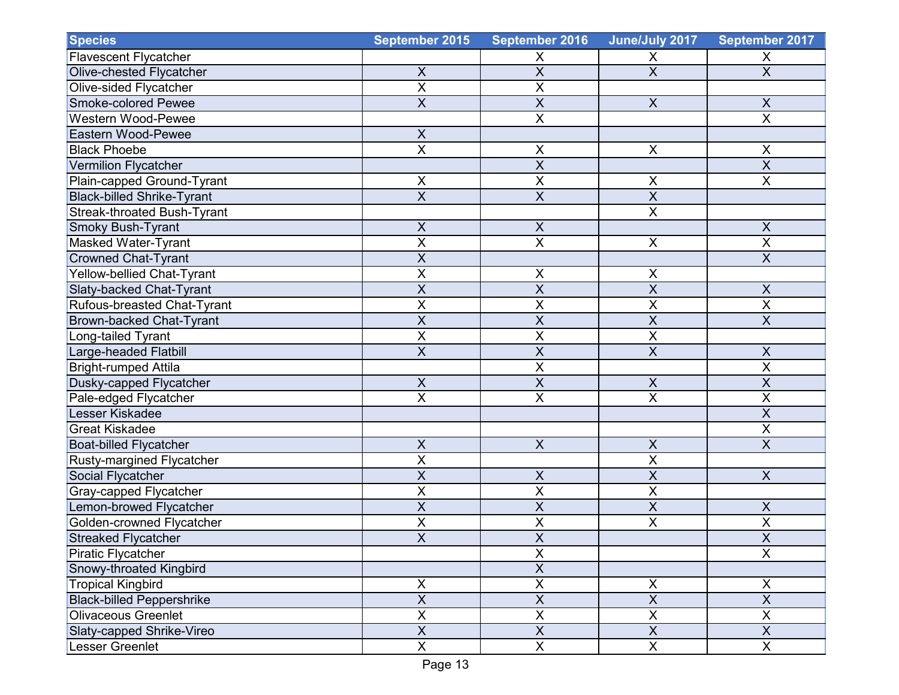| Species | September 2015 | September 2016 | June/July 2017 | September 2017 |
|---|---|---|---|---|
| Flavescent Flycatcher | | X | X | X |
| Olive-chested Flycatcher | X | X | X | X |
| Olive-sided Flycatcher | X | X | | |
| Smoke-colored Pewee | X | X | X | X |
| Western Wood-Pewee | | X | | X |
| Eastern Wood-Pewee | X | | | |
| Black Phoebe | X | X | X | X |
| Vermilion Flycatcher | | X | | X |
| Plain-capped Ground-Tyrant | X | X | X | X |
| Black-billed Shrike-Tyrant | X | X | X | |
| Streak-throated Bush-Tyrant | | | X | |
| Smoky Bush-Tyrant | X | X | | X |
| Masked Water-Tyrant | X | X | X | X |
| Crowned Chat-Tyrant | X | | | X |
| Yellow-bellied Chat-Tyrant | X | X | X | |
| Slaty-backed Chat-Tyrant | X | X | X | X |
| Rufous-breasted Chat-Tyrant | X | X | X | X |
| Brown-backed Chat-Tyrant | X | X | X | X |
| Long-tailed Tyrant | X | X | X | |
| Large-headed Flatbill | X | X | X | X |
| Bright-rumped Attila | | X | | X |
| Dusky-capped Flycatcher | X | X | X | X |
| Pale-edged Flycatcher | X | X | X | X |
| Lesser Kiskadee | | | | X |
| Great Kiskadee | | | | X |
| Boat-billed Flycatcher | X | X | X | X |
| Rusty-margined Flycatcher | X | | X | |
| Social Flycatcher | X | X | X | X |
| Gray-capped Flycatcher | X | X | X | |
| Lemon-browed Flycatcher | X | X | X | X |
| Golden-crowned Flycatcher | X | X | X | X |
| Streaked Flycatcher | X | X | | X |
| Piratic Flycatcher | | X | | X |
| Snowy-throated Kingbird | | X | | |
| Tropical Kingbird | X | X | X | X |
| Black-billed Peppershrike | X | X | X | X |
| Olivaceous Greenlet | X | X | X | X |
| Slaty-capped Shrike-Vireo | X | X | X | X |
| Lesser Greenlet | X | X | X | X |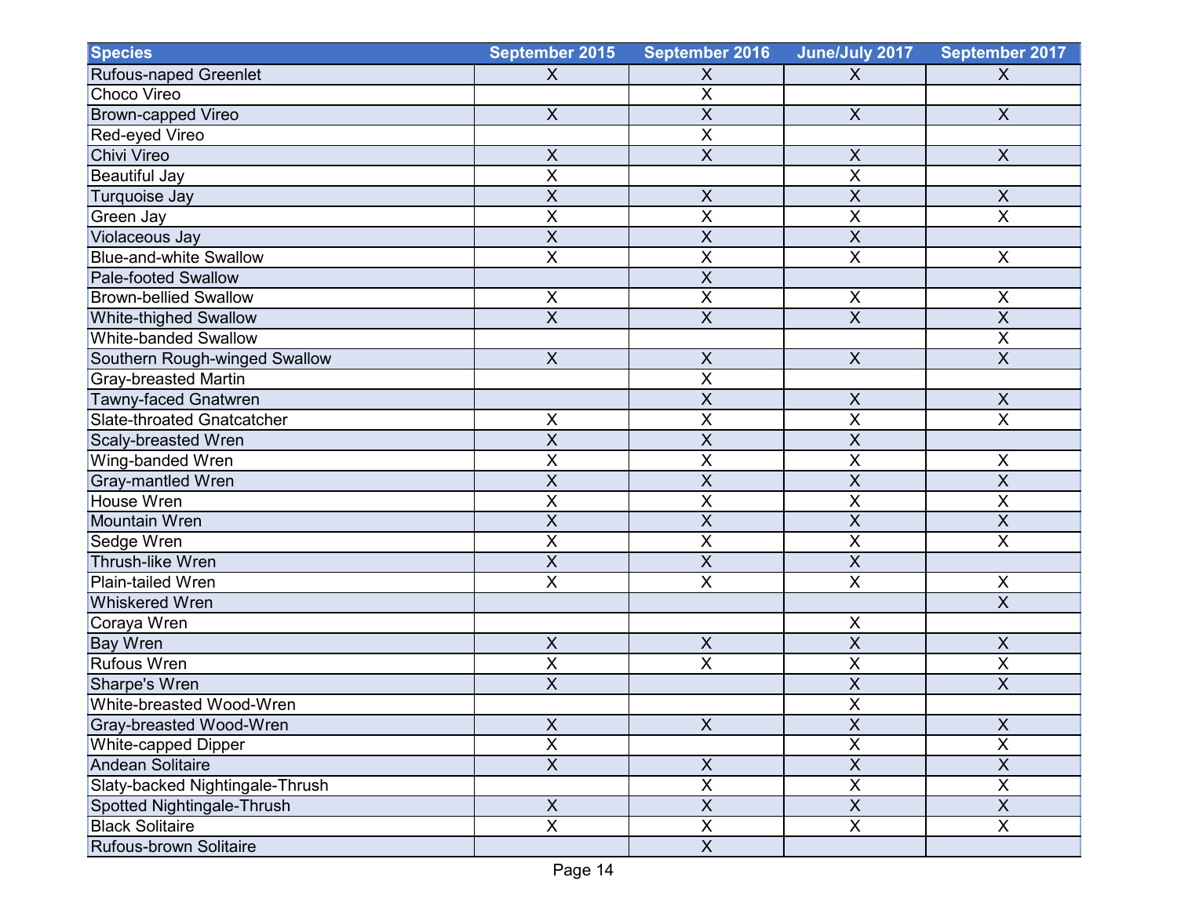| Species | September 2015 | September 2016 | June/July 2017 | September 2017 |
|---|---|---|---|---|
| Rufous-naped Greenlet | X | X | X | X |
| Choco Vireo | | X | | |
| Brown-capped Vireo | X | X | X | X |
| Red-eyed Vireo | | X | | |
| Chivi Vireo | X | X | X | X |
| Beautiful Jay | X | | X | |
| Turquoise Jay | X | X | X | X |
| Green Jay | X | X | X | X |
| Violaceous Jay | X | X | X | |
| Blue-and-white Swallow | X | X | X | X |
| Pale-footed Swallow | | X | | |
| Brown-bellied Swallow | X | X | X | X |
| White-thighed Swallow | X | X | X | X |
| White-banded Swallow | | | | X |
| Southern Rough-winged Swallow | X | X | X | X |
| Gray-breasted Martin | | X | | |
| Tawny-faced Gnatwren | | X | X | X |
| Slate-throated Gnatcatcher | X | X | X | X |
| Scaly-breasted Wren | X | X | X | |
| Wing-banded Wren | X | X | X | X |
| Gray-mantled Wren | X | X | X | X |
| House Wren | X | X | X | X |
| Mountain Wren | X | X | X | X |
| Sedge Wren | X | X | X | X |
| Thrush-like Wren | X | X | X | |
| Plain-tailed Wren | X | X | X | X |
| Whiskered Wren | | | | X |
| Coraya Wren | | | X | |
| Bay Wren | X | X | X | X |
| Rufous Wren | X | X | X | X |
| Sharpe's Wren | X | | X | X |
| White-breasted Wood-Wren | | | X | |
| Gray-breasted Wood-Wren | X | X | X | X |
| White-capped Dipper | X | | X | X |
| Andean Solitaire | X | X | X | X |
| Slaty-backed Nightingale-Thrush | | X | X | X |
| Spotted Nightingale-Thrush | X | X | X | X |
| Black Solitaire | X | X | X | X |
| Rufous-brown Solitaire | | X | | |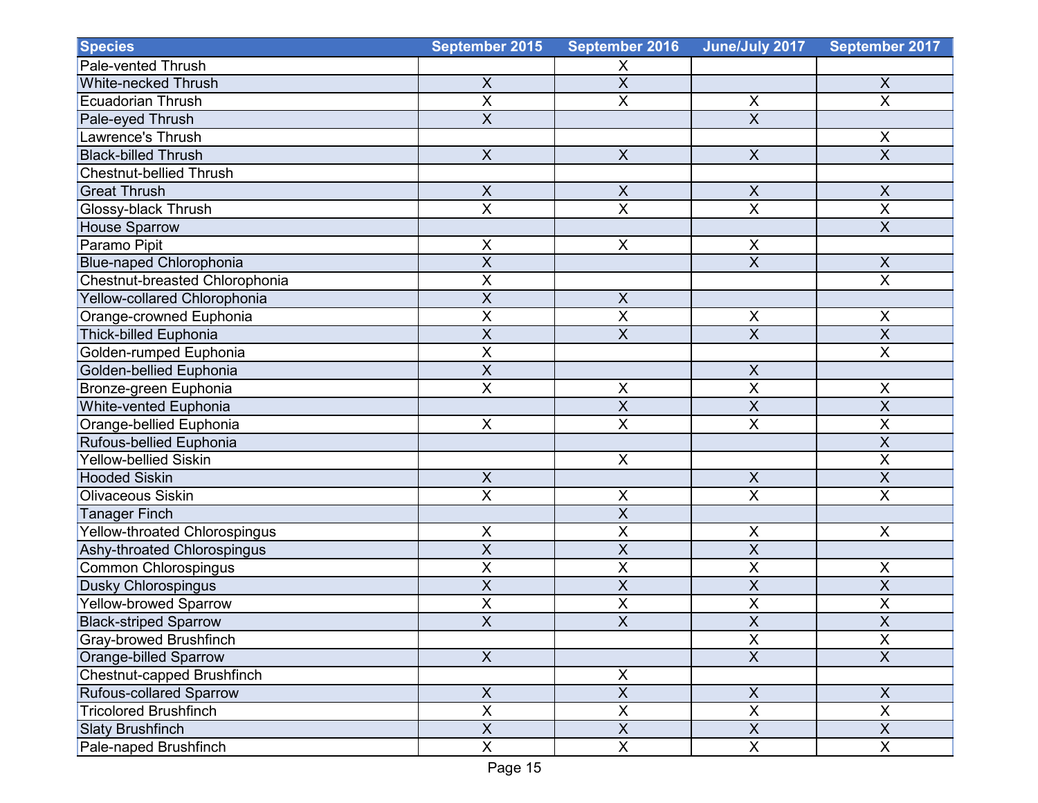| Species | September 2015 | September 2016 | June/July 2017 | September 2017 |
|---|---|---|---|---|
| Pale-vented Thrush | | X | | |
| White-necked Thrush | X | X | | X |
| Ecuadorian Thrush | X | X | X | X |
| Pale-eyed Thrush | X | | X | |
| Lawrence's Thrush | | | | X |
| Black-billed Thrush | X | X | X | X |
| Chestnut-bellied Thrush | | | | |
| Great Thrush | X | X | X | X |
| Glossy-black Thrush | X | X | X | X |
| House Sparrow | | | | X |
| Paramo Pipit | X | X | X | |
| Blue-naped Chlorophonia | X | | X | X |
| Chestnut-breasted Chlorophonia | X | | | X |
| Yellow-collared Chlorophonia | X | X | | |
| Orange-crowned Euphonia | X | X | X | X |
| Thick-billed Euphonia | X | X | X | X |
| Golden-rumped Euphonia | X | | | X |
| Golden-bellied Euphonia | X | | X | |
| Bronze-green Euphonia | X | X | X | X |
| White-vented Euphonia | | X | X | X |
| Orange-bellied Euphonia | X | X | X | X |
| Rufous-bellied Euphonia | | | | X |
| Yellow-bellied Siskin | | X | | X |
| Hooded Siskin | X | | X | X |
| Olivaceous Siskin | X | X | X | X |
| Tanager Finch | | X | | |
| Yellow-throated Chlorospingus | X | X | X | X |
| Ashy-throated Chlorospingus | X | X | X | |
| Common Chlorospingus | X | X | X | X |
| Dusky Chlorospingus | X | X | X | X |
| Yellow-browed Sparrow | X | X | X | X |
| Black-striped Sparrow | X | X | X | X |
| Gray-browed Brushfinch | | | X | X |
| Orange-billed Sparrow | X | | X | X |
| Chestnut-capped Brushfinch | | X | | |
| Rufous-collared Sparrow | X | X | X | X |
| Tricolored Brushfinch | X | X | X | X |
| Slaty Brushfinch | X | X | X | X |
| Pale-naped Brushfinch | X | X | X | X |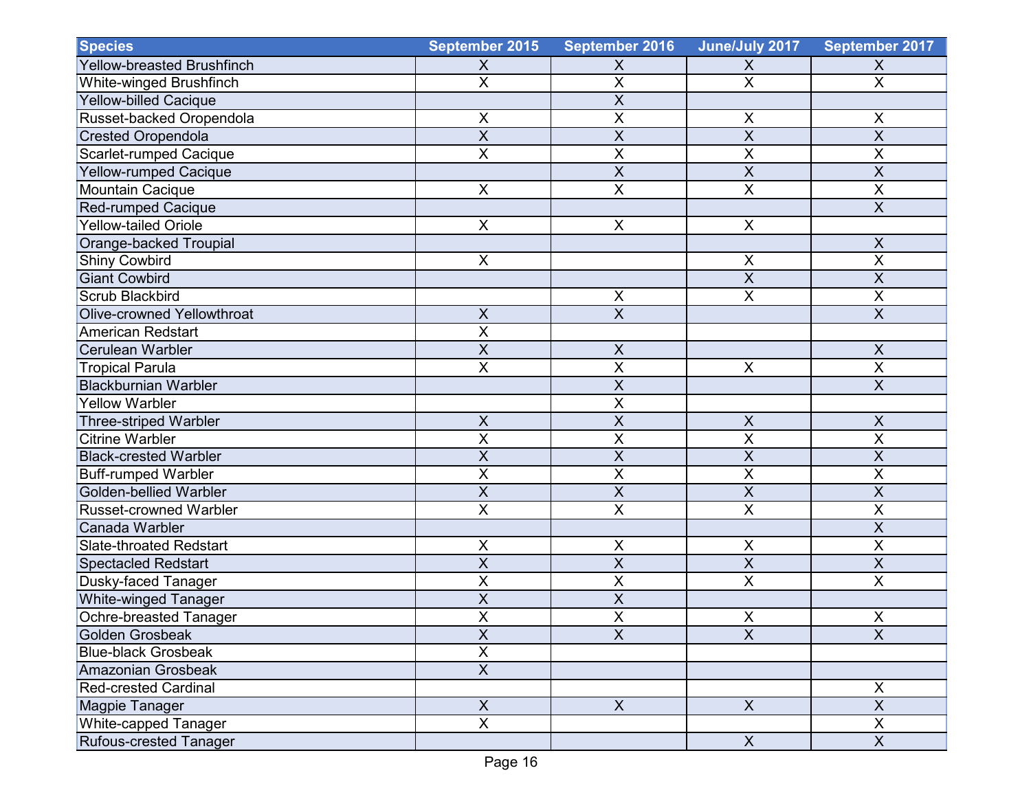| Species | September 2015 | September 2016 | June/July 2017 | September 2017 |
| --- | --- | --- | --- | --- |
| Yellow-breasted Brushfinch | X | X | X | X |
| White-winged Brushfinch | X | X | X | X |
| Yellow-billed Cacique | | X | | |
| Russet-backed Oropendola | X | X | X | X |
| Crested Oropendola | X | X | X | X |
| Scarlet-rumped Cacique | X | X | X | X |
| Yellow-rumped Cacique | | X | X | X |
| Mountain Cacique | X | X | X | X |
| Red-rumped Cacique | | | | X |
| Yellow-tailed Oriole | X | X | X | |
| Orange-backed Troupial | | | | X |
| Shiny Cowbird | X | | X | X |
| Giant Cowbird | | | X | X |
| Scrub Blackbird | | X | X | X |
| Olive-crowned Yellowthroat | X | X | | X |
| American Redstart | X | | | |
| Cerulean Warbler | X | X | | X |
| Tropical Parula | X | X | X | X |
| Blackburnian Warbler | | X | | X |
| Yellow Warbler | | X | | |
| Three-striped Warbler | X | X | X | X |
| Citrine Warbler | X | X | X | X |
| Black-crested Warbler | X | X | X | X |
| Buff-rumped Warbler | X | X | X | X |
| Golden-bellied Warbler | X | X | X | X |
| Russet-crowned Warbler | X | X | X | X |
| Canada Warbler | | | | X |
| Slate-throated Redstart | X | X | X | X |
| Spectacled Redstart | X | X | X | X |
| Dusky-faced Tanager | X | X | X | X |
| White-winged Tanager | X | X | | |
| Ochre-breasted Tanager | X | X | X | X |
| Golden Grosbeak | X | X | X | X |
| Blue-black Grosbeak | X | | | |
| Amazonian Grosbeak | X | | | |
| Red-crested Cardinal | | | | X |
| Magpie Tanager | X | X | X | X |
| White-capped Tanager | X | | | X |
| Rufous-crested Tanager | | | X | X |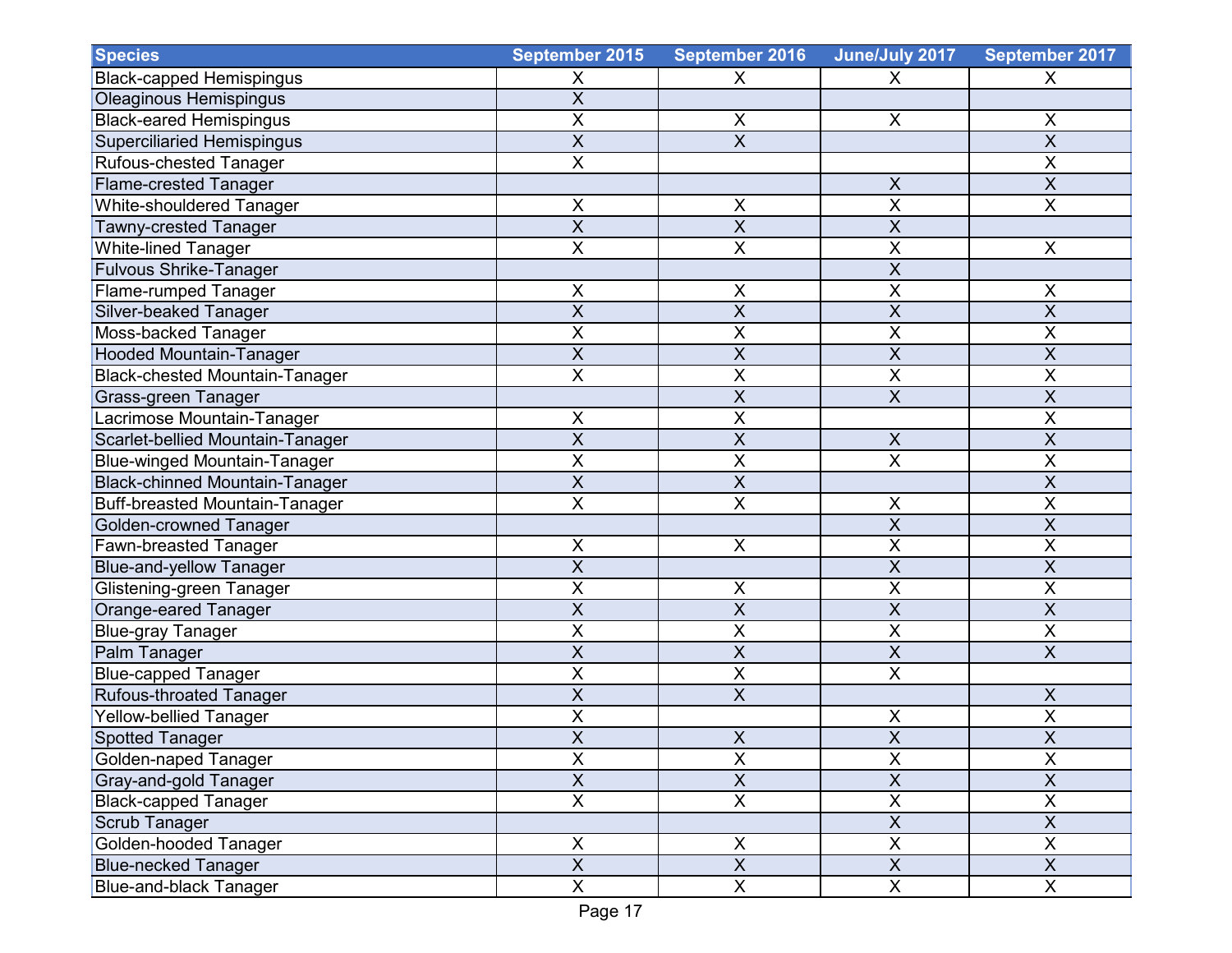| Species | September 2015 | September 2016 | June/July 2017 | September 2017 |
|---|---|---|---|---|
| Black-capped Hemispingus | X | X | X | X |
| Oleaginous Hemispingus | X | | | |
| Black-eared Hemispingus | X | X | X | X |
| Superciliaried Hemispingus | X | X | | X |
| Rufous-chested Tanager | X | | | X |
| Flame-crested Tanager | | | X | X |
| White-shouldered Tanager | X | X | X | X |
| Tawny-crested Tanager | X | X | X | |
| White-lined Tanager | X | X | X | X |
| Fulvous Shrike-Tanager | | | X | |
| Flame-rumped Tanager | X | X | X | X |
| Silver-beaked Tanager | X | X | X | X |
| Moss-backed Tanager | X | X | X | X |
| Hooded Mountain-Tanager | X | X | X | X |
| Black-chested Mountain-Tanager | X | X | X | X |
| Grass-green Tanager | | X | X | X |
| Lacrimose Mountain-Tanager | X | X | | X |
| Scarlet-bellied Mountain-Tanager | X | X | X | X |
| Blue-winged Mountain-Tanager | X | X | X | X |
| Black-chinned Mountain-Tanager | X | X | | X |
| Buff-breasted Mountain-Tanager | X | X | X | X |
| Golden-crowned Tanager | | | X | X |
| Fawn-breasted Tanager | X | X | X | X |
| Blue-and-yellow Tanager | X | | X | X |
| Glistening-green Tanager | X | X | X | X |
| Orange-eared Tanager | X | X | X | X |
| Blue-gray Tanager | X | X | X | X |
| Palm Tanager | X | X | X | X |
| Blue-capped Tanager | X | X | X | |
| Rufous-throated Tanager | X | X | | X |
| Yellow-bellied Tanager | X | | X | X |
| Spotted Tanager | X | X | X | X |
| Golden-naped Tanager | X | X | X | X |
| Gray-and-gold Tanager | X | X | X | X |
| Black-capped Tanager | X | X | X | X |
| Scrub Tanager | | | X | X |
| Golden-hooded Tanager | X | X | X | X |
| Blue-necked Tanager | X | X | X | X |
| Blue-and-black Tanager | X | X | X | X |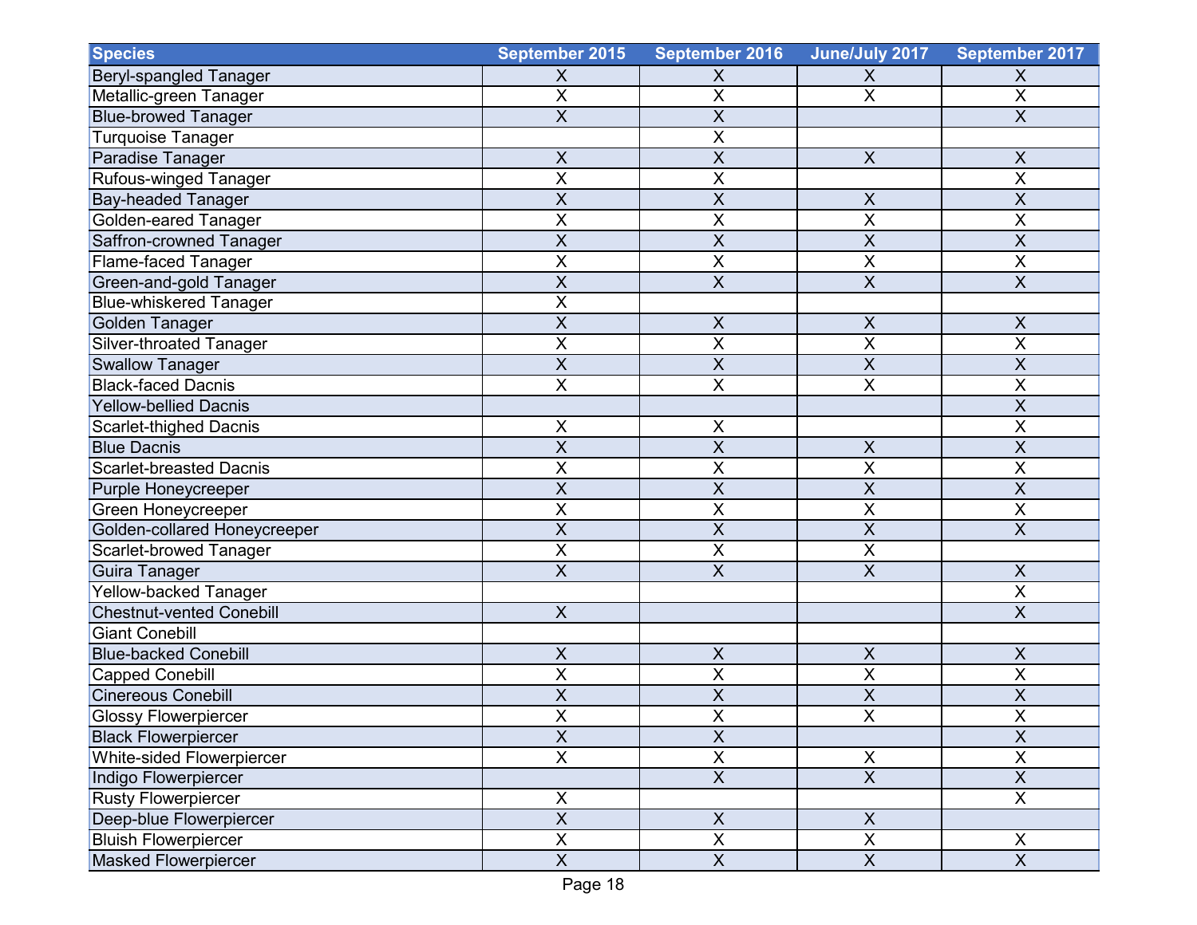| Species | September 2015 | September 2016 | June/July 2017 | September 2017 |
|---|---|---|---|---|
| Beryl-spangled Tanager | X | X | X | X |
| Metallic-green Tanager | X | X | X | X |
| Blue-browed Tanager | X | X | | X |
| Turquoise Tanager | | X | | |
| Paradise Tanager | X | X | X | X |
| Rufous-winged Tanager | X | X | | X |
| Bay-headed Tanager | X | X | X | X |
| Golden-eared Tanager | X | X | X | X |
| Saffron-crowned Tanager | X | X | X | X |
| Flame-faced Tanager | X | X | X | X |
| Green-and-gold Tanager | X | X | X | X |
| Blue-whiskered Tanager | X | | | |
| Golden Tanager | X | X | X | X |
| Silver-throated Tanager | X | X | X | X |
| Swallow Tanager | X | X | X | X |
| Black-faced Dacnis | X | X | X | X |
| Yellow-bellied Dacnis | | | | X |
| Scarlet-thighed Dacnis | X | X | | X |
| Blue Dacnis | X | X | X | X |
| Scarlet-breasted Dacnis | X | X | X | X |
| Purple Honeycreeper | X | X | X | X |
| Green Honeycreeper | X | X | X | X |
| Golden-collared Honeycreeper | X | X | X | X |
| Scarlet-browed Tanager | X | X | X | |
| Guira Tanager | X | X | X | X |
| Yellow-backed Tanager | | | | X |
| Chestnut-vented Conebill | X | | | X |
| Giant Conebill | | | | |
| Blue-backed Conebill | X | X | X | X |
| Capped Conebill | X | X | X | X |
| Cinereous Conebill | X | X | X | X |
| Glossy Flowerpiercer | X | X | X | X |
| Black Flowerpiercer | X | X | | X |
| White-sided Flowerpiercer | X | X | X | X |
| Indigo Flowerpiercer | | X | X | X |
| Rusty Flowerpiercer | X | | | X |
| Deep-blue Flowerpiercer | X | X | X | |
| Bluish Flowerpiercer | X | X | X | X |
| Masked Flowerpiercer | X | X | X | X |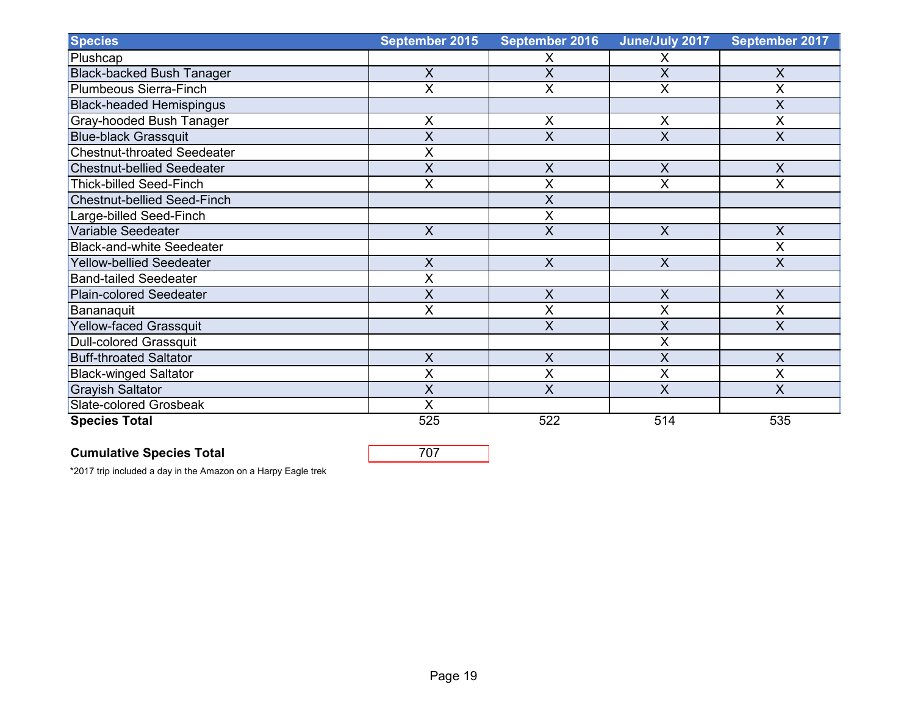| Species | September 2015 | September 2016 | June/July 2017 | September 2017 |
|---|---|---|---|---|
| Plushcap | | X | X | |
| Black-backed Bush Tanager | X | X | X | X |
| Plumbeous Sierra-Finch | X | X | X | X |
| Black-headed Hemispingus | | | | X |
| Gray-hooded Bush Tanager | X | X | X | X |
| Blue-black Grassquit | X | X | X | X |
| Chestnut-throated Seedeater | X | | | |
| Chestnut-bellied Seedeater | X | X | X | X |
| Thick-billed Seed-Finch | X | X | X | X |
| Chestnut-bellied Seed-Finch | | X | | |
| Large-billed Seed-Finch | | X | | |
| Variable Seedeater | X | X | X | X |
| Black-and-white Seedeater | | | | X |
| Yellow-bellied Seedeater | X | X | X | X |
| Band-tailed Seedeater | X | | | |
| Plain-colored Seedeater | X | X | X | X |
| Bananaquit | X | X | X | X |
| Yellow-faced Grassquit | | X | X | X |
| Dull-colored Grassquit | | | X | |
| Buff-throated Saltator | X | X | X | X |
| Black-winged Saltator | X | X | X | X |
| Grayish Saltator | X | X | X | X |
| Slate-colored Grosbeak | X | | | |
| **Species Total** | 525 | 522 | 514 | 535 |

**Cumulative Species Total** 707

*2017 trip included a day in the Amazon on a Harpy Eagle trek